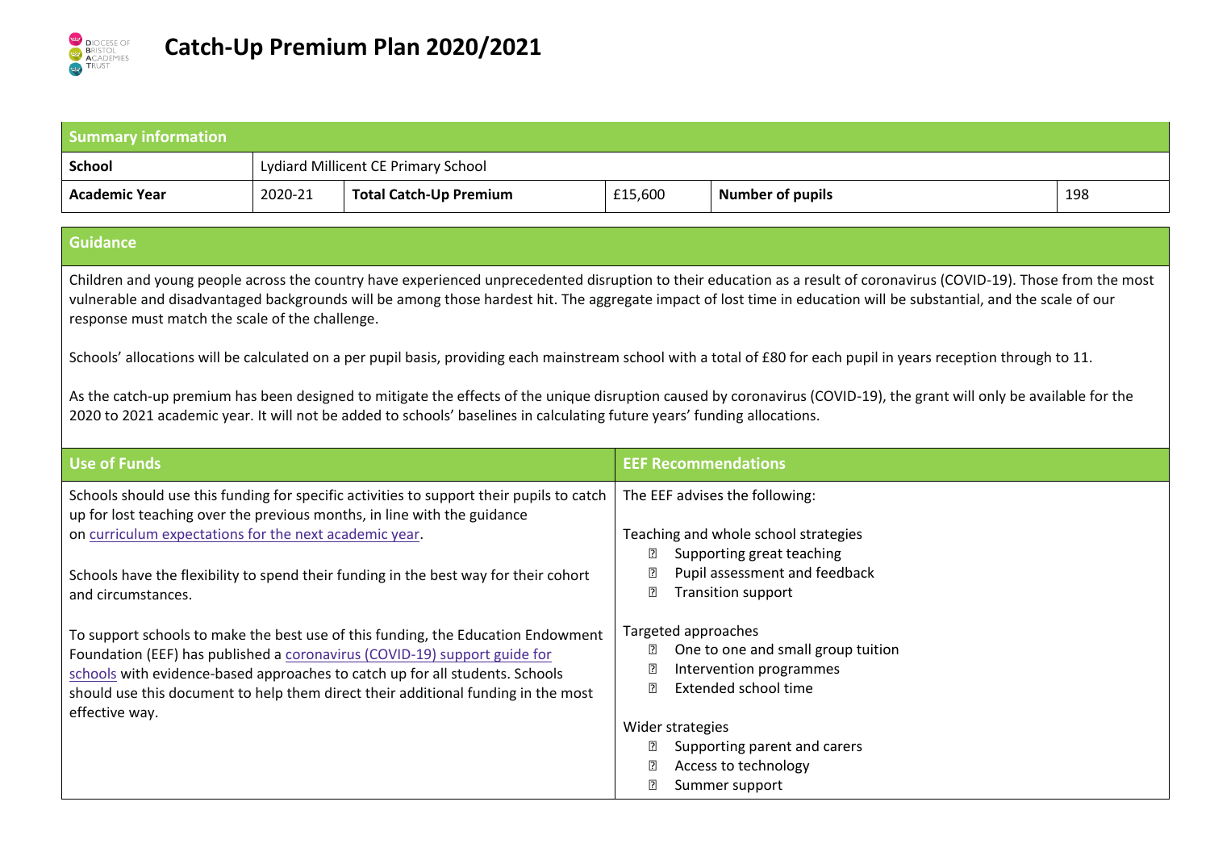# Catch-Up Premium Plan 2020/2021

| Summary information | | | | | |
|---|---|---|---|---|---|
| **School** | Lydiard Millicent CE Primary School | | | | |
| **Academic Year** | 2020-21 | **Total Catch-Up Premium** | £15,600 | **Number of pupils** | 198 |

## Guidance

Children and young people across the country have experienced unprecedented disruption to their education as a result of coronavirus (COVID-19). Those from the most vulnerable and disadvantaged backgrounds will be among those hardest hit. The aggregate impact of lost time in education will be substantial, and the scale of our response must match the scale of the challenge.

Schools' allocations will be calculated on a per pupil basis, providing each mainstream school with a total of £80 for each pupil in years reception through to 11.

As the catch-up premium has been designed to mitigate the effects of the unique disruption caused by coronavirus (COVID-19), the grant will only be available for the 2020 to 2021 academic year. It will not be added to schools' baselines in calculating future years' funding allocations.

## Use of Funds

Schools should use this funding for specific activities to support their pupils to catch up for lost teaching over the previous months, in line with the guidance on curriculum expectations for the next academic year.

Schools have the flexibility to spend their funding in the best way for their cohort and circumstances.

To support schools to make the best use of this funding, the Education Endowment Foundation (EEF) has published a coronavirus (COVID-19) support guide for schools with evidence-based approaches to catch up for all students. Schools should use this document to help them direct their additional funding in the most effective way.

## EEF Recommendations

The EEF advises the following:

Teaching and whole school strategies
- Supporting great teaching
- Pupil assessment and feedback
- Transition support

Targeted approaches
- One to one and small group tuition
- Intervention programmes
- Extended school time

Wider strategies
- Supporting parent and carers
- Access to technology
- Summer support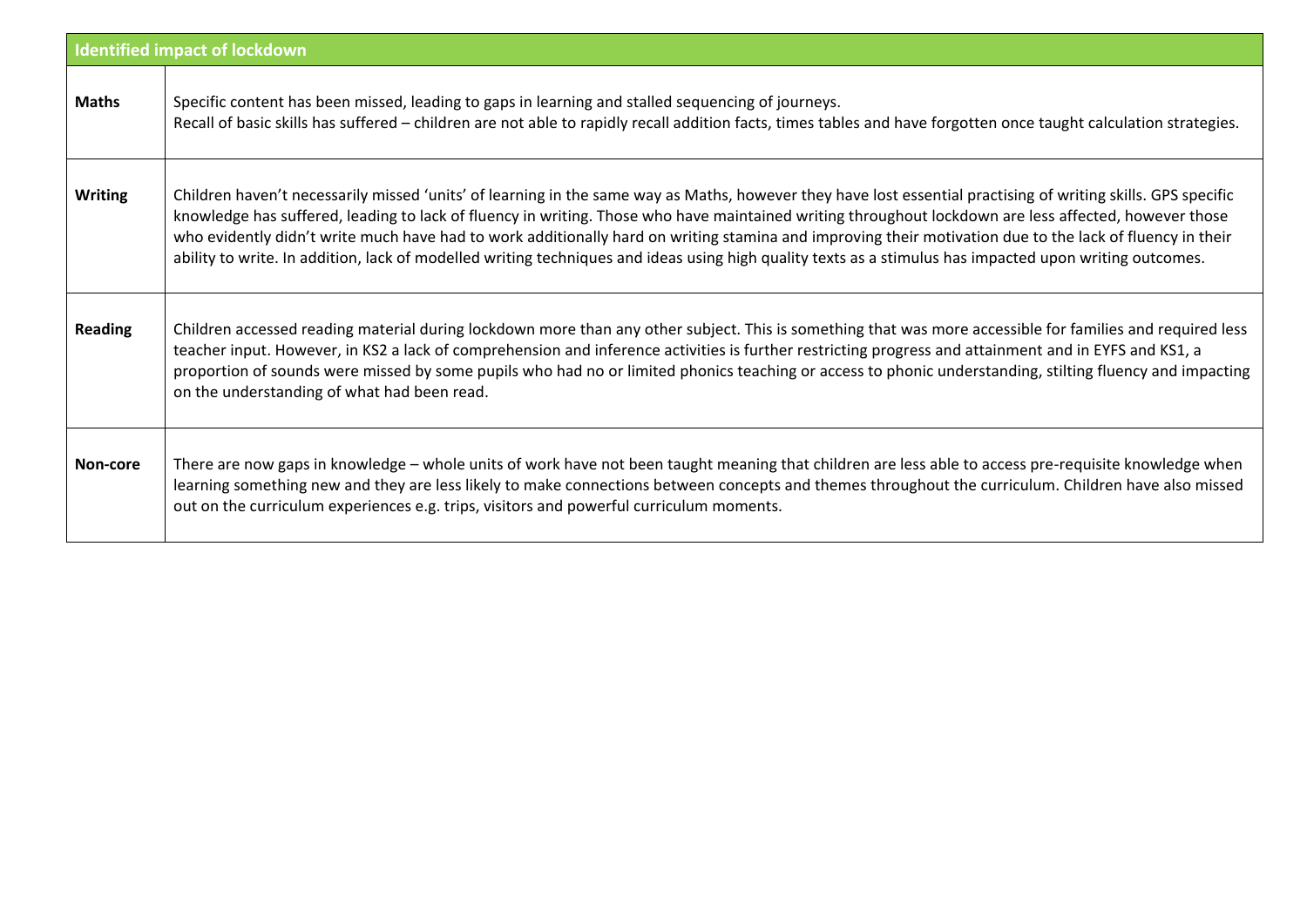| Identified impact of lockdown | |
|---|---|
| **Maths** | Specific content has been missed, leading to gaps in learning and stalled sequencing of journeys.<br>Recall of basic skills has suffered – children are not able to rapidly recall addition facts, times tables and have forgotten once taught calculation strategies. |
| **Writing** | Children haven't necessarily missed 'units' of learning in the same way as Maths, however they have lost essential practising of writing skills. GPS specific knowledge has suffered, leading to lack of fluency in writing. Those who have maintained writing throughout lockdown are less affected, however those who evidently didn't write much have had to work additionally hard on writing stamina and improving their motivation due to the lack of fluency in their ability to write. In addition, lack of modelled writing techniques and ideas using high quality texts as a stimulus has impacted upon writing outcomes. |
| **Reading** | Children accessed reading material during lockdown more than any other subject. This is something that was more accessible for families and required less teacher input. However, in KS2 a lack of comprehension and inference activities is further restricting progress and attainment and in EYFS and KS1, a proportion of sounds were missed by some pupils who had no or limited phonics teaching or access to phonic understanding, stilting fluency and impacting on the understanding of what had been read. |
| **Non-core** | There are now gaps in knowledge – whole units of work have not been taught meaning that children are less able to access pre-requisite knowledge when learning something new and they are less likely to make connections between concepts and themes throughout the curriculum. Children have also missed out on the curriculum experiences e.g. trips, visitors and powerful curriculum moments. |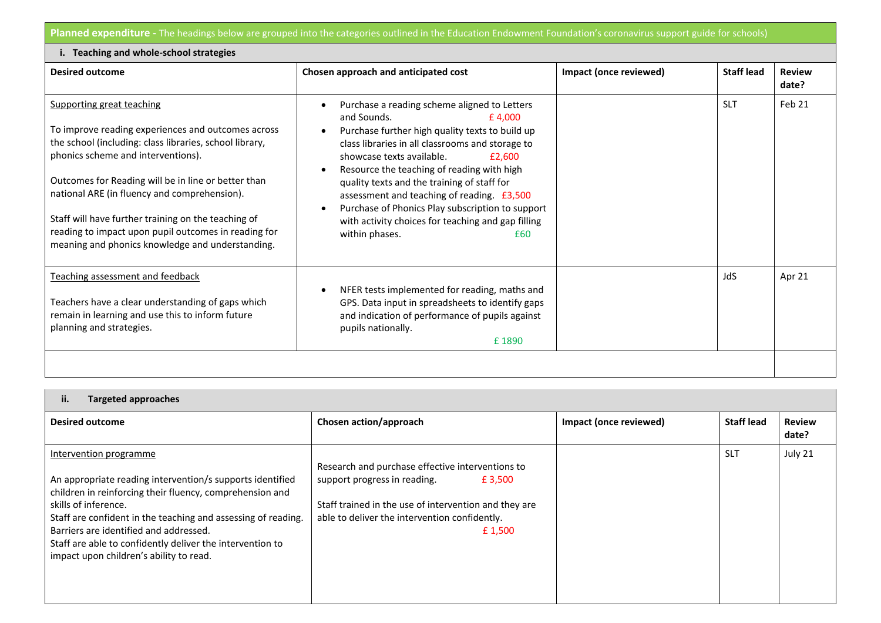**Planned expenditure -** The headings below are grouped into the categories outlined in the Education Endowment Foundation's coronavirus support guide for schools)

**i. Teaching and whole-school strategies**

| Desired outcome | Chosen approach and anticipated cost | Impact (once reviewed) | Staff lead | Review date? |
|---|---|---|---|---|
| Supporting great teaching<br><br>To improve reading experiences and outcomes across the school (including: class libraries, school library, phonics scheme and interventions).<br><br>Outcomes for Reading will be in line or better than national ARE (in fluency and comprehension).<br><br>Staff will have further training on the teaching of reading to impact upon pupil outcomes in reading for meaning and phonics knowledge and understanding. | • Purchase a reading scheme aligned to Letters and Sounds. £ 4,000<br>• Purchase further high quality texts to build up class libraries in all classrooms and storage to showcase texts available. £2,600<br>• Resource the teaching of reading with high quality texts and the training of staff for assessment and teaching of reading. £3,500<br>• Purchase of Phonics Play subscription to support with activity choices for teaching and gap filling within phases. £60 | | SLT | Feb 21 |
| Teaching assessment and feedback<br><br>Teachers have a clear understanding of gaps which remain in learning and use this to inform future planning and strategies. | • NFER tests implemented for reading, maths and GPS. Data input in spreadsheets to identify gaps and indication of performance of pupils against pupils nationally. £ 1890 | | JdS | Apr 21 |
| | | | | |

**ii. Targeted approaches**

| Desired outcome | Chosen action/approach | Impact (once reviewed) | Staff lead | Review date? |
|---|---|---|---|---|
| Intervention programme<br><br>An appropriate reading intervention/s supports identified children in reinforcing their fluency, comprehension and skills of inference.<br>Staff are confident in the teaching and assessing of reading.<br>Barriers are identified and addressed.<br>Staff are able to confidently deliver the intervention to impact upon children's ability to read. | Research and purchase effective interventions to support progress in reading. £ 3,500<br><br>Staff trained in the use of intervention and they are able to deliver the intervention confidently. £ 1,500 | | SLT | July 21 |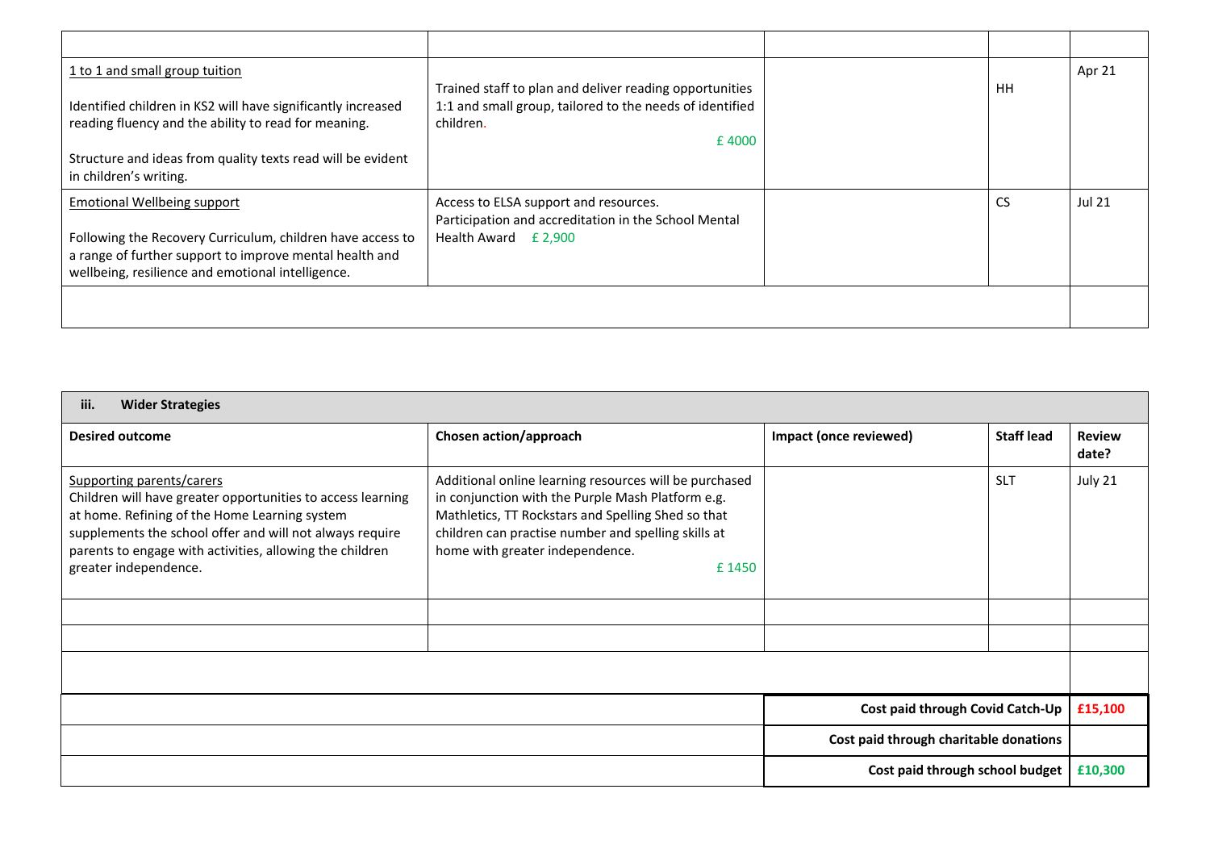| | | | | |
|---|---|---|---|---|
| | | | | |
| 1 to 1 and small group tuition<br><br>Identified children in KS2 will have significantly increased reading fluency and the ability to read for meaning.<br><br>Structure and ideas from quality texts read will be evident in children's writing. | Trained staff to plan and deliver reading opportunities 1:1 and small group, tailored to the needs of identified children.<br>£ 4000 | | HH | Apr 21 |
| Emotional Wellbeing support<br><br>Following the Recovery Curriculum, children have access to a range of further support to improve mental health and wellbeing, resilience and emotional intelligence. | Access to ELSA support and resources.<br>Participation and accreditation in the School Mental Health Award £ 2,900 | | CS | Jul 21 |
| | | | | |

| **iii. Wider Strategies** | | | | |
|---|---|---|---|---|
| **Desired outcome** | **Chosen action/approach** | **Impact (once reviewed)** | **Staff lead** | **Review date?** |
| Supporting parents/carers<br>Children will have greater opportunities to access learning at home. Refining of the Home Learning system supplements the school offer and will not always require parents to engage with activities, allowing the children greater independence. | Additional online learning resources will be purchased in conjunction with the Purple Mash Platform e.g. Mathletics, TT Rockstars and Spelling Shed so that children can practise number and spelling skills at home with greater independence.<br>£ 1450 | | SLT | July 21 |
| | | | | |
| | | | | |
| | | | | |
| | | **Cost paid through Covid Catch-Up** | | **£15,100** |
| | | **Cost paid through charitable donations** | | |
| | | **Cost paid through school budget** | | **£10,300** |